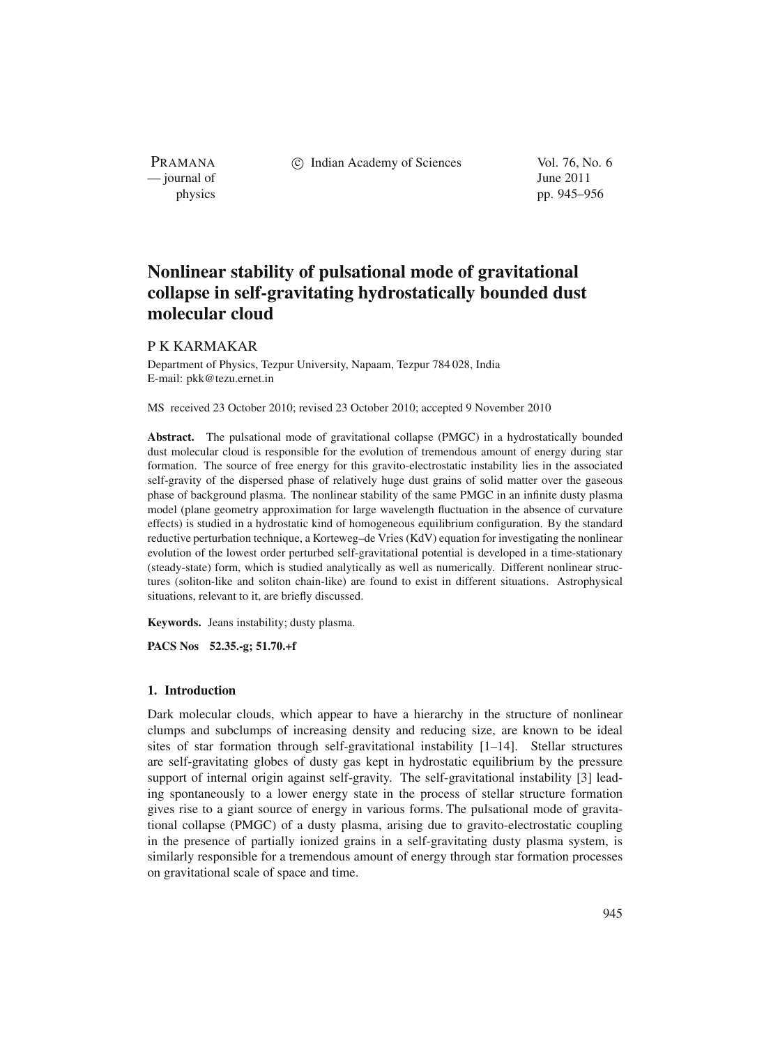# Nonlinear stability of pulsational mode of gravitational collapse in self-gravitating hydrostatically bounded dust molecular cloud

P K KARMAKAR

Department of Physics, Tezpur University, Napaam, Tezpur 784 028, India
E-mail: pkk@tezu.ernet.in

MS received 23 October 2010; revised 23 October 2010; accepted 9 November 2010

**Abstract.** The pulsational mode of gravitational collapse (PMGC) in a hydrostatically bounded dust molecular cloud is responsible for the evolution of tremendous amount of energy during star formation. The source of free energy for this gravito-electrostatic instability lies in the associated self-gravity of the dispersed phase of relatively huge dust grains of solid matter over the gaseous phase of background plasma. The nonlinear stability of the same PMGC in an infinite dusty plasma model (plane geometry approximation for large wavelength fluctuation in the absence of curvature effects) is studied in a hydrostatic kind of homogeneous equilibrium configuration. By the standard reductive perturbation technique, a Korteweg–de Vries (KdV) equation for investigating the nonlinear evolution of the lowest order perturbed self-gravitational potential is developed in a time-stationary (steady-state) form, which is studied analytically as well as numerically. Different nonlinear structures (soliton-like and soliton chain-like) are found to exist in different situations. Astrophysical situations, relevant to it, are briefly discussed.

**Keywords.** Jeans instability; dusty plasma.

**PACS Nos** 52.35.-g; 51.70.+f

## 1. Introduction

Dark molecular clouds, which appear to have a hierarchy in the structure of nonlinear clumps and subclumps of increasing density and reducing size, are known to be ideal sites of star formation through self-gravitational instability [1–14]. Stellar structures are self-gravitating globes of dusty gas kept in hydrostatic equilibrium by the pressure support of internal origin against self-gravity. The self-gravitational instability [3] leading spontaneously to a lower energy state in the process of stellar structure formation gives rise to a giant source of energy in various forms. The pulsational mode of gravitational collapse (PMGC) of a dusty plasma, arising due to gravito-electrostatic coupling in the presence of partially ionized grains in a self-gravitating dusty plasma system, is similarly responsible for a tremendous amount of energy through star formation processes on gravitational scale of space and time.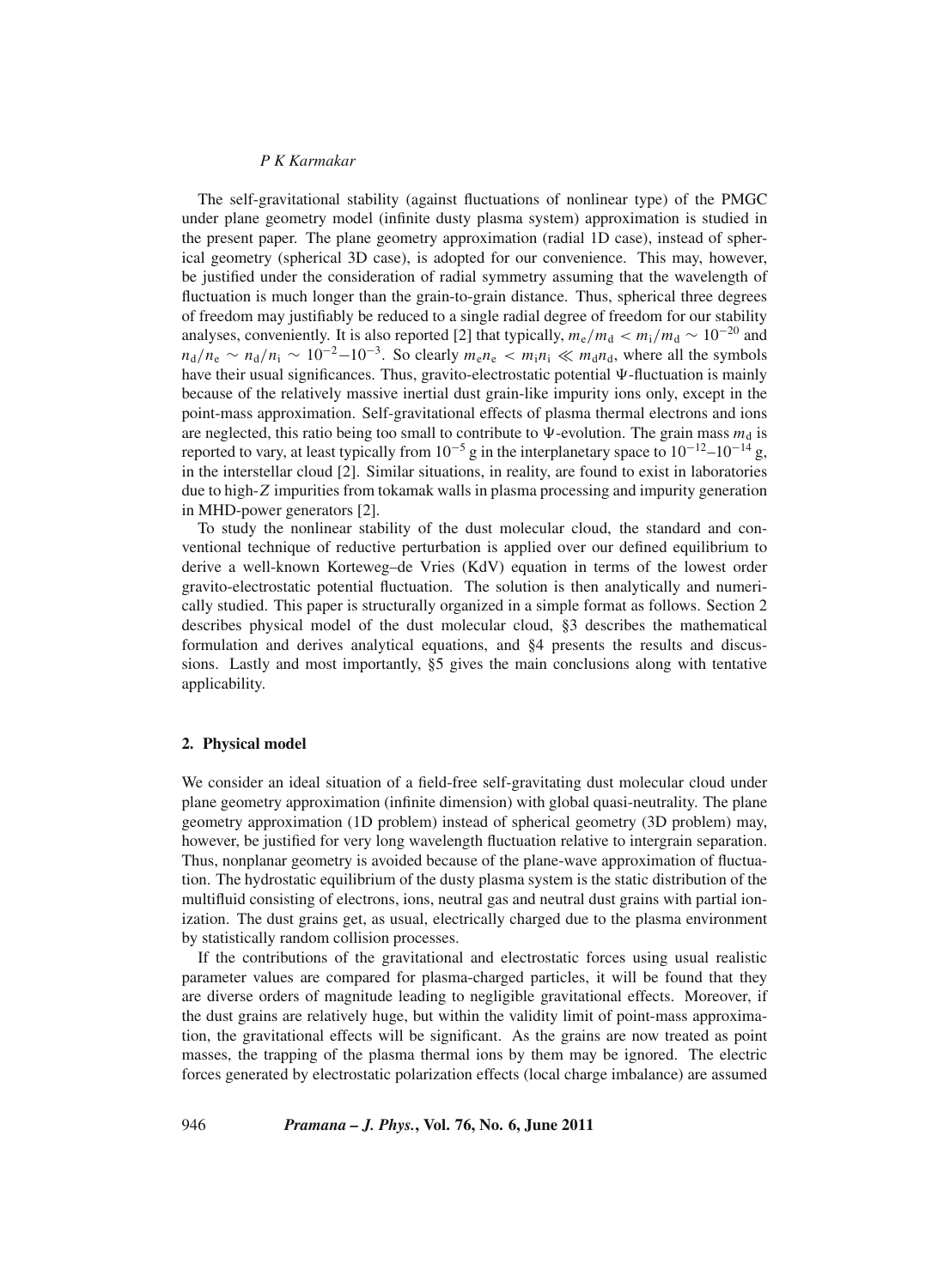The self-gravitational stability (against fluctuations of nonlinear type) of the PMGC under plane geometry model (infinite dusty plasma system) approximation is studied in the present paper. The plane geometry approximation (radial 1D case), instead of spherical geometry (spherical 3D case), is adopted for our convenience. This may, however, be justified under the consideration of radial symmetry assuming that the wavelength of fluctuation is much longer than the grain-to-grain distance. Thus, spherical three degrees of freedom may justifiably be reduced to a single radial degree of freedom for our stability analyses, conveniently. It is also reported [2] that typically, $m_e/m_d < m_i/m_d \sim 10^{-20}$ and $n_d/n_e \sim n_d/n_i \sim 10^{-2}$–$10^{-3}$. So clearly $m_e n_e < m_i n_i \ll m_d n_d$, where all the symbols have their usual significances. Thus, gravito-electrostatic potential $\Psi$-fluctuation is mainly because of the relatively massive inertial dust grain-like impurity ions only, except in the point-mass approximation. Self-gravitational effects of plasma thermal electrons and ions are neglected, this ratio being too small to contribute to $\Psi$-evolution. The grain mass $m_d$ is reported to vary, at least typically from $10^{-5}$ g in the interplanetary space to $10^{-12}$–$10^{-14}$ g, in the interstellar cloud [2]. Similar situations, in reality, are found to exist in laboratories due to high-$Z$ impurities from tokamak walls in plasma processing and impurity generation in MHD-power generators [2].

To study the nonlinear stability of the dust molecular cloud, the standard and conventional technique of reductive perturbation is applied over our defined equilibrium to derive a well-known Korteweg–de Vries (KdV) equation in terms of the lowest order gravito-electrostatic potential fluctuation. The solution is then analytically and numerically studied. This paper is structurally organized in a simple format as follows. Section 2 describes physical model of the dust molecular cloud, §3 describes the mathematical formulation and derives analytical equations, and §4 presents the results and discussions. Lastly and most importantly, §5 gives the main conclusions along with tentative applicability.

## 2. Physical model

We consider an ideal situation of a field-free self-gravitating dust molecular cloud under plane geometry approximation (infinite dimension) with global quasi-neutrality. The plane geometry approximation (1D problem) instead of spherical geometry (3D problem) may, however, be justified for very long wavelength fluctuation relative to intergrain separation. Thus, nonplanar geometry is avoided because of the plane-wave approximation of fluctuation. The hydrostatic equilibrium of the dusty plasma system is the static distribution of the multifluid consisting of electrons, ions, neutral gas and neutral dust grains with partial ionization. The dust grains get, as usual, electrically charged due to the plasma environment by statistically random collision processes.

If the contributions of the gravitational and electrostatic forces using usual realistic parameter values are compared for plasma-charged particles, it will be found that they are diverse orders of magnitude leading to negligible gravitational effects. Moreover, if the dust grains are relatively huge, but within the validity limit of point-mass approximation, the gravitational effects will be significant. As the grains are now treated as point masses, the trapping of the plasma thermal ions by them may be ignored. The electric forces generated by electrostatic polarization effects (local charge imbalance) are assumed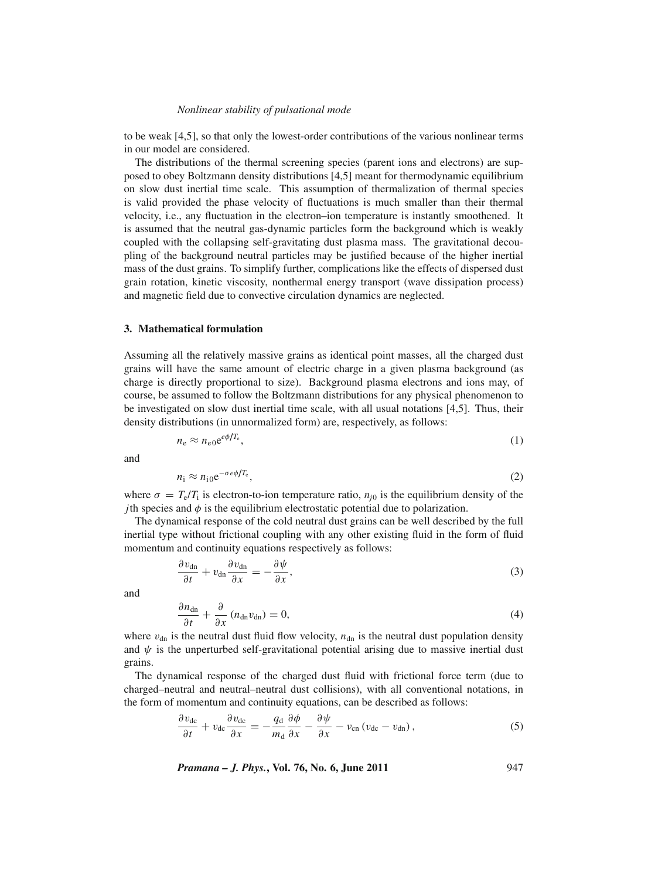to be weak [4,5], so that only the lowest-order contributions of the various nonlinear terms in our model are considered.

The distributions of the thermal screening species (parent ions and electrons) are supposed to obey Boltzmann density distributions [4,5] meant for thermodynamic equilibrium on slow dust inertial time scale. This assumption of thermalization of thermal species is valid provided the phase velocity of fluctuations is much smaller than their thermal velocity, i.e., any fluctuation in the electron–ion temperature is instantly smoothened. It is assumed that the neutral gas-dynamic particles form the background which is weakly coupled with the collapsing self-gravitating dust plasma mass. The gravitational decoupling of the background neutral particles may be justified because of the higher inertial mass of the dust grains. To simplify further, complications like the effects of dispersed dust grain rotation, kinetic viscosity, nonthermal energy transport (wave dissipation process) and magnetic field due to convective circulation dynamics are neglected.

## 3. Mathematical formulation

Assuming all the relatively massive grains as identical point masses, all the charged dust grains will have the same amount of electric charge in a given plasma background (as charge is directly proportional to size). Background plasma electrons and ions may, of course, be assumed to follow the Boltzmann distributions for any physical phenomenon to be investigated on slow dust inertial time scale, with all usual notations [4,5]. Thus, their density distributions (in unnormalized form) are, respectively, as follows:

$$n_{\mathrm{e}} \approx n_{\mathrm{e}0} \mathrm{e}^{e\phi/T_{\mathrm{e}}}, \tag{1}$$

and

$$n_{\mathrm{i}} \approx n_{\mathrm{i}0} \mathrm{e}^{-\sigma e\phi/T_{\mathrm{e}}}, \tag{2}$$

where $\sigma = T_{\mathrm{e}}/T_{\mathrm{i}}$ is electron-to-ion temperature ratio, $n_{j0}$ is the equilibrium density of the $j$th species and $\phi$ is the equilibrium electrostatic potential due to polarization.

The dynamical response of the cold neutral dust grains can be well described by the full inertial type without frictional coupling with any other existing fluid in the form of fluid momentum and continuity equations respectively as follows:

$$\frac{\partial v_{\mathrm{dn}}}{\partial t} + v_{\mathrm{dn}} \frac{\partial v_{\mathrm{dn}}}{\partial x} = -\frac{\partial \psi}{\partial x}, \tag{3}$$

and

$$\frac{\partial n_{\mathrm{dn}}}{\partial t} + \frac{\partial}{\partial x} \left( n_{\mathrm{dn}} v_{\mathrm{dn}} \right) = 0, \tag{4}$$

where $v_{\mathrm{dn}}$ is the neutral dust fluid flow velocity, $n_{\mathrm{dn}}$ is the neutral dust population density and $\psi$ is the unperturbed self-gravitational potential arising due to massive inertial dust grains.

The dynamical response of the charged dust fluid with frictional force term (due to charged–neutral and neutral–neutral dust collisions), with all conventional notations, in the form of momentum and continuity equations, can be described as follows:

$$\frac{\partial v_{\mathrm{dc}}}{\partial t} + v_{\mathrm{dc}} \frac{\partial v_{\mathrm{dc}}}{\partial x} = -\frac{q_{\mathrm{d}}}{m_{\mathrm{d}}} \frac{\partial \phi}{\partial x} - \frac{\partial \psi}{\partial x} - \nu_{\mathrm{cn}} \left( v_{\mathrm{dc}} - v_{\mathrm{dn}} \right), \tag{5}$$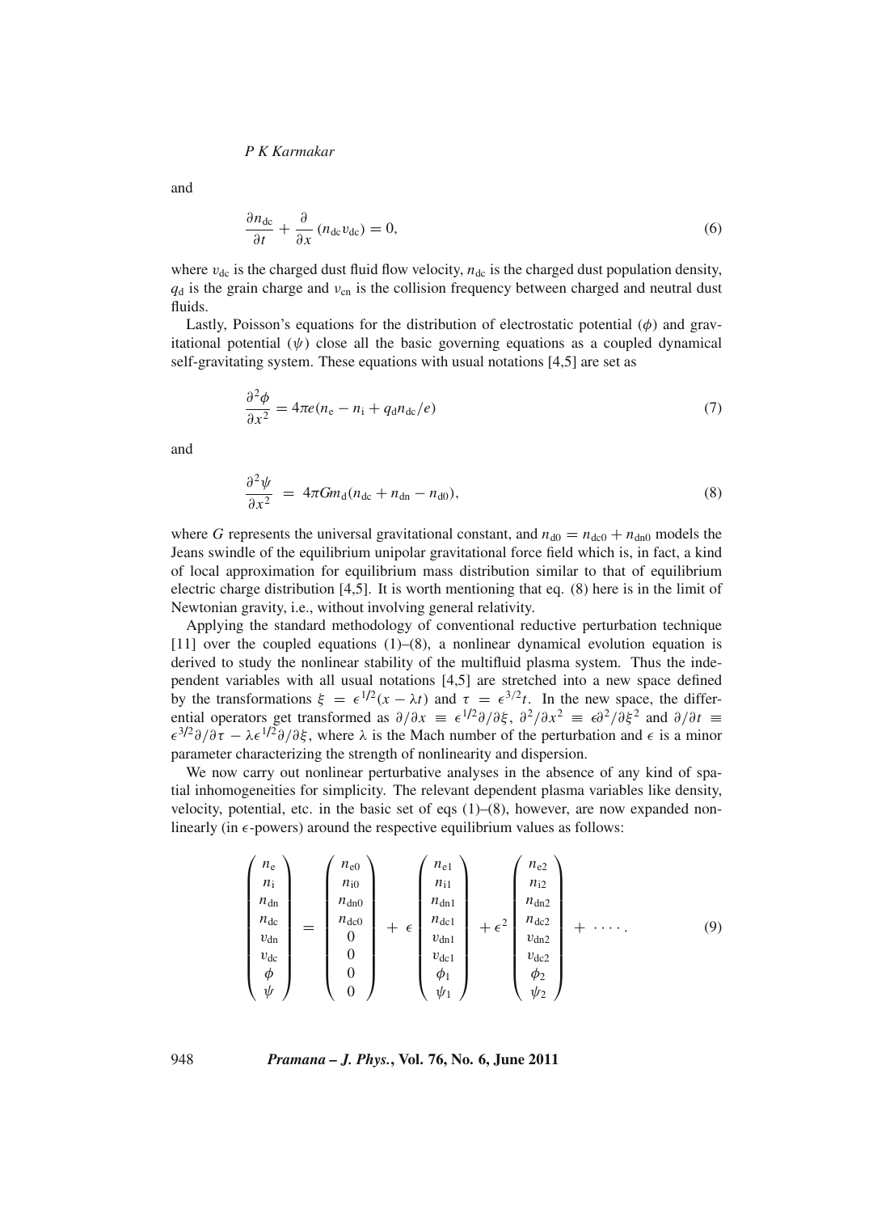and

$$\frac{\partial n_{\mathrm{dc}}}{\partial t} + \frac{\partial}{\partial x}\left(n_{\mathrm{dc}} v_{\mathrm{dc}}\right) = 0, \tag{6}$$

where $v_{\mathrm{dc}}$ is the charged dust fluid flow velocity, $n_{\mathrm{dc}}$ is the charged dust population density, $q_{\mathrm{d}}$ is the grain charge and $\nu_{\mathrm{cn}}$ is the collision frequency between charged and neutral dust fluids.

Lastly, Poisson's equations for the distribution of electrostatic potential ($\phi$) and gravitational potential ($\psi$) close all the basic governing equations as a coupled dynamical self-gravitating system. These equations with usual notations [4,5] are set as

$$\frac{\partial^2 \phi}{\partial x^2} = 4\pi e\left(n_{\mathrm{e}} - n_{\mathrm{i}} + q_{\mathrm{d}} n_{\mathrm{dc}}/e\right) \tag{7}$$

and

$$\frac{\partial^2 \psi}{\partial x^2} = 4\pi G m_{\mathrm{d}}\left(n_{\mathrm{dc}} + n_{\mathrm{dn}} - n_{\mathrm{d0}}\right), \tag{8}$$

where $G$ represents the universal gravitational constant, and $n_{\mathrm{d0}} = n_{\mathrm{dc0}} + n_{\mathrm{dn0}}$ models the Jeans swindle of the equilibrium unipolar gravitational force field which is, in fact, a kind of local approximation for equilibrium mass distribution similar to that of equilibrium electric charge distribution [4,5]. It is worth mentioning that eq. (8) here is in the limit of Newtonian gravity, i.e., without involving general relativity.

Applying the standard methodology of conventional reductive perturbation technique [11] over the coupled equations (1)–(8), a nonlinear dynamical evolution equation is derived to study the nonlinear stability of the multifluid plasma system. Thus the independent variables with all usual notations [4,5] are stretched into a new space defined by the transformations $\xi = \epsilon^{1/2}(x - \lambda t)$ and $\tau = \epsilon^{3/2} t$. In the new space, the differential operators get transformed as $\partial/\partial x \equiv \epsilon^{1/2}\partial/\partial\xi$, $\partial^2/\partial x^2 \equiv \epsilon\partial^2/\partial\xi^2$ and $\partial/\partial t \equiv \epsilon^{3/2}\partial/\partial\tau - \lambda\epsilon^{1/2}\partial/\partial\xi$, where $\lambda$ is the Mach number of the perturbation and $\epsilon$ is a minor parameter characterizing the strength of nonlinearity and dispersion.

We now carry out nonlinear perturbative analyses in the absence of any kind of spatial inhomogeneities for simplicity. The relevant dependent plasma variables like density, velocity, potential, etc. in the basic set of eqs (1)–(8), however, are now expanded nonlinearly (in $\epsilon$-powers) around the respective equilibrium values as follows:

$$\begin{pmatrix} n_{\mathrm{e}} \\ n_{\mathrm{i}} \\ n_{\mathrm{dn}} \\ n_{\mathrm{dc}} \\ v_{\mathrm{dn}} \\ v_{\mathrm{dc}} \\ \phi \\ \psi \end{pmatrix} = \begin{pmatrix} n_{\mathrm{e0}} \\ n_{\mathrm{i0}} \\ n_{\mathrm{dn0}} \\ n_{\mathrm{dc0}} \\ 0 \\ 0 \\ 0 \\ 0 \end{pmatrix} + \epsilon \begin{pmatrix} n_{\mathrm{e1}} \\ n_{\mathrm{i1}} \\ n_{\mathrm{dn1}} \\ n_{\mathrm{dc1}} \\ v_{\mathrm{dn1}} \\ v_{\mathrm{dc1}} \\ \phi_1 \\ \psi_1 \end{pmatrix} + \epsilon^2 \begin{pmatrix} n_{\mathrm{e2}} \\ n_{\mathrm{i2}} \\ n_{\mathrm{dn2}} \\ n_{\mathrm{dc2}} \\ v_{\mathrm{dn2}} \\ v_{\mathrm{dc2}} \\ \phi_2 \\ \psi_2 \end{pmatrix} + \cdots\cdots. \tag{9}$$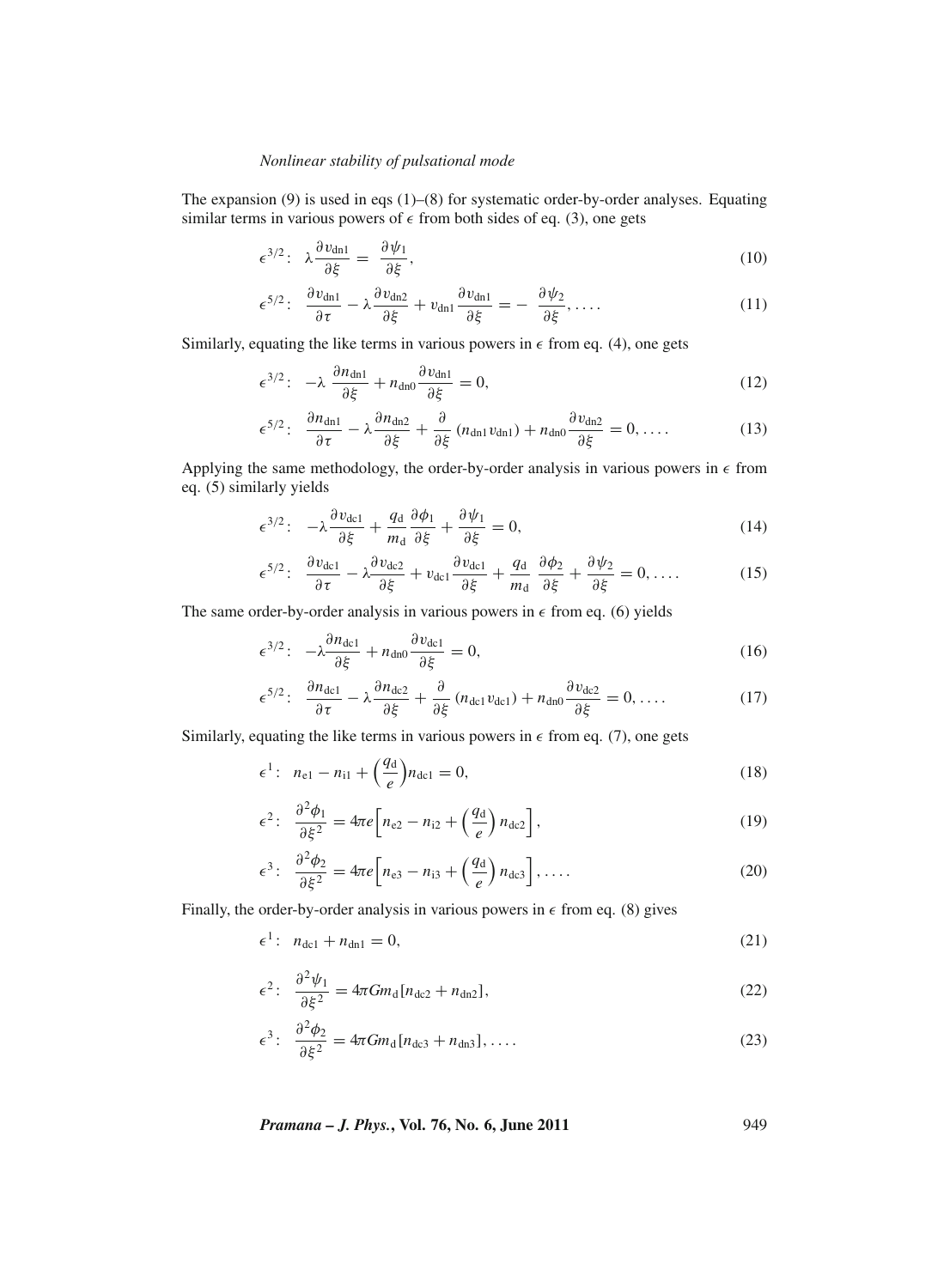The expansion (9) is used in eqs (1)–(8) for systematic order-by-order analyses. Equating similar terms in various powers of $\epsilon$ from both sides of eq. (3), one gets

$$\epsilon^{3/2}: \quad \lambda \frac{\partial v_{\mathrm{dn1}}}{\partial \xi} = \frac{\partial \psi_1}{\partial \xi}, \tag{10}$$

$$\epsilon^{5/2}: \quad \frac{\partial v_{\mathrm{dn1}}}{\partial \tau} - \lambda \frac{\partial v_{\mathrm{dn2}}}{\partial \xi} + v_{\mathrm{dn1}} \frac{\partial v_{\mathrm{dn1}}}{\partial \xi} = - \frac{\partial \psi_2}{\partial \xi}, \ldots. \tag{11}$$

Similarly, equating the like terms in various powers in $\epsilon$ from eq. (4), one gets

$$\epsilon^{3/2}: \quad -\lambda \frac{\partial n_{\mathrm{dn1}}}{\partial \xi} + n_{\mathrm{dn0}} \frac{\partial v_{\mathrm{dn1}}}{\partial \xi} = 0, \tag{12}$$

$$\epsilon^{5/2}: \quad \frac{\partial n_{\mathrm{dn1}}}{\partial \tau} - \lambda \frac{\partial n_{\mathrm{dn2}}}{\partial \xi} + \frac{\partial}{\partial \xi} (n_{\mathrm{dn1}} v_{\mathrm{dn1}}) + n_{\mathrm{dn0}} \frac{\partial v_{\mathrm{dn2}}}{\partial \xi} = 0, \ldots. \tag{13}$$

Applying the same methodology, the order-by-order analysis in various powers in $\epsilon$ from eq. (5) similarly yields

$$\epsilon^{3/2}: \quad -\lambda \frac{\partial v_{\mathrm{dc1}}}{\partial \xi} + \frac{q_{\mathrm{d}}}{m_{\mathrm{d}}} \frac{\partial \phi_1}{\partial \xi} + \frac{\partial \psi_1}{\partial \xi} = 0, \tag{14}$$

$$\epsilon^{5/2}: \quad \frac{\partial v_{\mathrm{dc1}}}{\partial \tau} - \lambda \frac{\partial v_{\mathrm{dc2}}}{\partial \xi} + v_{\mathrm{dc1}} \frac{\partial v_{\mathrm{dc1}}}{\partial \xi} + \frac{q_{\mathrm{d}}}{m_{\mathrm{d}}} \frac{\partial \phi_2}{\partial \xi} + \frac{\partial \psi_2}{\partial \xi} = 0, \ldots. \tag{15}$$

The same order-by-order analysis in various powers in $\epsilon$ from eq. (6) yields

$$\epsilon^{3/2}: \quad -\lambda \frac{\partial n_{\mathrm{dc1}}}{\partial \xi} + n_{\mathrm{dn0}} \frac{\partial v_{\mathrm{dc1}}}{\partial \xi} = 0, \tag{16}$$

$$\epsilon^{5/2}: \quad \frac{\partial n_{\mathrm{dc1}}}{\partial \tau} - \lambda \frac{\partial n_{\mathrm{dc2}}}{\partial \xi} + \frac{\partial}{\partial \xi} (n_{\mathrm{dc1}} v_{\mathrm{dc1}}) + n_{\mathrm{dn0}} \frac{\partial v_{\mathrm{dc2}}}{\partial \xi} = 0, \ldots. \tag{17}$$

Similarly, equating the like terms in various powers in $\epsilon$ from eq. (7), one gets

$$\epsilon^{1}: \quad n_{\mathrm{e1}} - n_{\mathrm{i1}} + \left(\frac{q_{\mathrm{d}}}{e}\right) n_{\mathrm{dc1}} = 0, \tag{18}$$

$$\epsilon^{2}: \quad \frac{\partial^2 \phi_1}{\partial \xi^2} = 4\pi e \left[ n_{\mathrm{e2}} - n_{\mathrm{i2}} + \left(\frac{q_{\mathrm{d}}}{e}\right) n_{\mathrm{dc2}} \right], \tag{19}$$

$$\epsilon^{3}: \quad \frac{\partial^2 \phi_2}{\partial \xi^2} = 4\pi e \left[ n_{\mathrm{e3}} - n_{\mathrm{i3}} + \left(\frac{q_{\mathrm{d}}}{e}\right) n_{\mathrm{dc3}} \right], \ldots. \tag{20}$$

Finally, the order-by-order analysis in various powers in $\epsilon$ from eq. (8) gives

$$\epsilon^{1}: \quad n_{\mathrm{dc1}} + n_{\mathrm{dn1}} = 0, \tag{21}$$

$$\epsilon^{2}: \quad \frac{\partial^2 \psi_1}{\partial \xi^2} = 4\pi G m_{\mathrm{d}} [n_{\mathrm{dc2}} + n_{\mathrm{dn2}}], \tag{22}$$

$$\epsilon^{3}: \quad \frac{\partial^2 \phi_2}{\partial \xi^2} = 4\pi G m_{\mathrm{d}} [n_{\mathrm{dc3}} + n_{\mathrm{dn3}}], \ldots. \tag{23}$$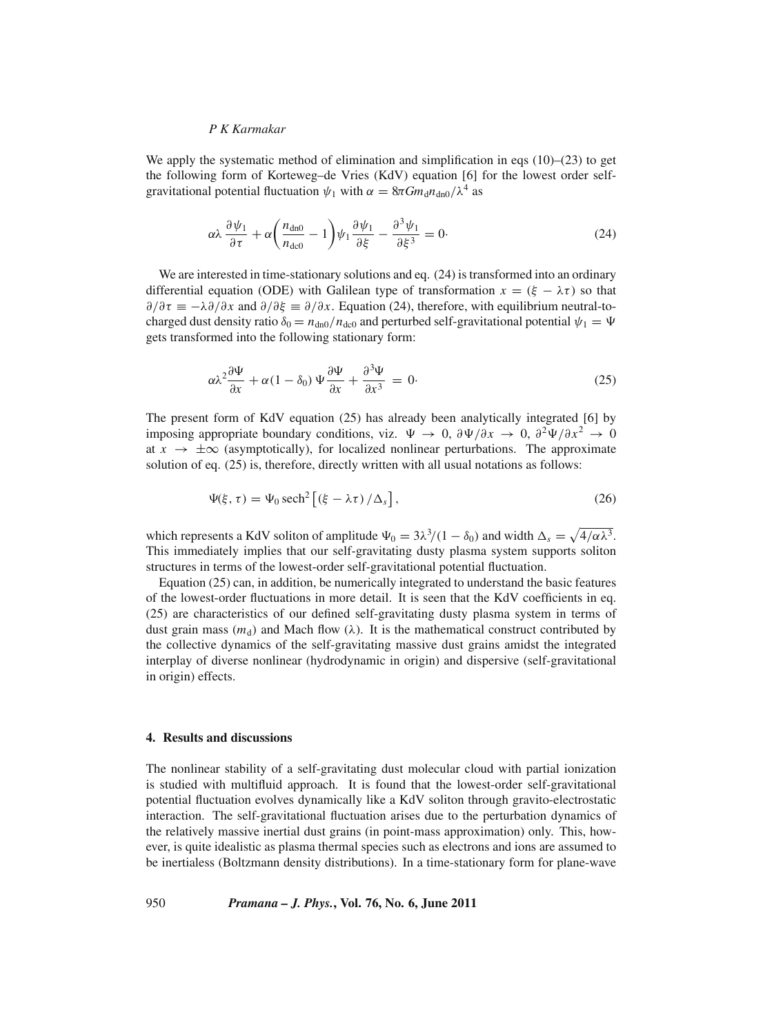We apply the systematic method of elimination and simplification in eqs (10)–(23) to get the following form of Korteweg–de Vries (KdV) equation [6] for the lowest order self-gravitational potential fluctuation $\psi_1$ with $\alpha = 8\pi G m_{\mathrm{d}} n_{\mathrm{dn0}}/\lambda^4$ as

$$\alpha\lambda \frac{\partial \psi_1}{\partial \tau} + \alpha\left(\frac{n_{\mathrm{dn0}}}{n_{\mathrm{dc0}}} - 1\right)\psi_1 \frac{\partial \psi_1}{\partial \xi} - \frac{\partial^3 \psi_1}{\partial \xi^3} = 0. \tag{24}$$

We are interested in time-stationary solutions and eq. (24) is transformed into an ordinary differential equation (ODE) with Galilean type of transformation $x = (\xi - \lambda\tau)$ so that $\partial/\partial\tau \equiv -\lambda\partial/\partial x$ and $\partial/\partial\xi \equiv \partial/\partial x$. Equation (24), therefore, with equilibrium neutral-to-charged dust density ratio $\delta_0 = n_{\mathrm{dn0}}/n_{\mathrm{dc0}}$ and perturbed self-gravitational potential $\psi_1 = \Psi$ gets transformed into the following stationary form:

$$\alpha\lambda^2 \frac{\partial \Psi}{\partial x} + \alpha(1 - \delta_0)\,\Psi \frac{\partial \Psi}{\partial x} + \frac{\partial^3 \Psi}{\partial x^3} = 0. \tag{25}$$

The present form of KdV equation (25) has already been analytically integrated [6] by imposing appropriate boundary conditions, viz. $\Psi \to 0$, $\partial\Psi/\partial x \to 0$, $\partial^2\Psi/\partial x^2 \to 0$ at $x \to \pm\infty$ (asymptotically), for localized nonlinear perturbations. The approximate solution of eq. (25) is, therefore, directly written with all usual notations as follows:

$$\Psi(\xi, \tau) = \Psi_0 \,\mathrm{sech}^2\left[(\xi - \lambda\tau)/\Delta_s\right], \tag{26}$$

which represents a KdV soliton of amplitude $\Psi_0 = 3\lambda^3/(1 - \delta_0)$ and width $\Delta_s = \sqrt{4/\alpha\lambda^3}$. This immediately implies that our self-gravitating dusty plasma system supports soliton structures in terms of the lowest-order self-gravitational potential fluctuation.

Equation (25) can, in addition, be numerically integrated to understand the basic features of the lowest-order fluctuations in more detail. It is seen that the KdV coefficients in eq. (25) are characteristics of our defined self-gravitating dusty plasma system in terms of dust grain mass ($m_{\mathrm{d}}$) and Mach flow ($\lambda$). It is the mathematical construct contributed by the collective dynamics of the self-gravitating massive dust grains amidst the integrated interplay of diverse nonlinear (hydrodynamic in origin) and dispersive (self-gravitational in origin) effects.

## 4. Results and discussions

The nonlinear stability of a self-gravitating dust molecular cloud with partial ionization is studied with multifluid approach. It is found that the lowest-order self-gravitational potential fluctuation evolves dynamically like a KdV soliton through gravito-electrostatic interaction. The self-gravitational fluctuation arises due to the perturbation dynamics of the relatively massive inertial dust grains (in point-mass approximation) only. This, however, is quite idealistic as plasma thermal species such as electrons and ions are assumed to be inertialess (Boltzmann density distributions). In a time-stationary form for plane-wave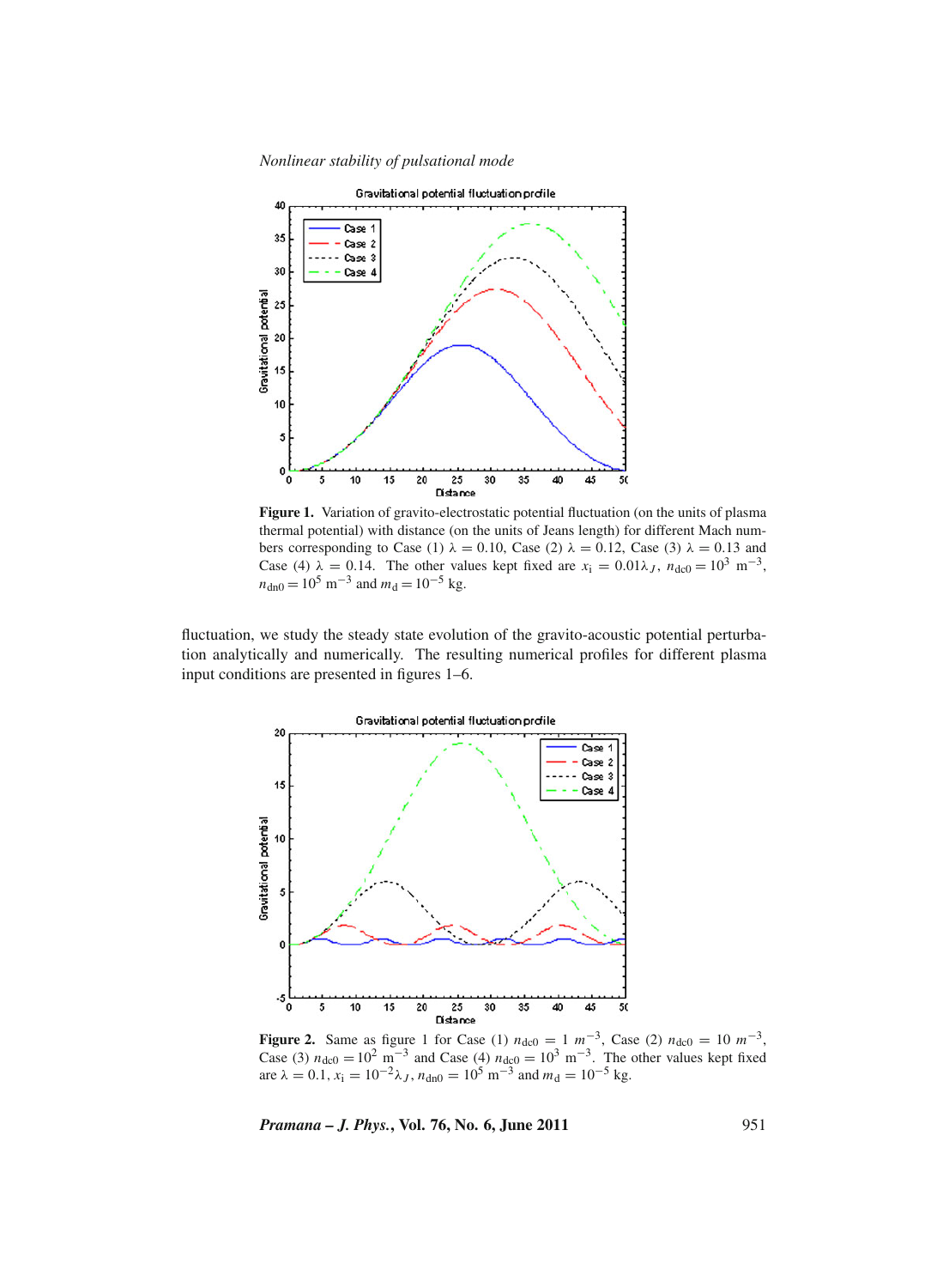**Figure 1.** Variation of gravito-electrostatic potential fluctuation (on the units of plasma thermal potential) with distance (on the units of Jeans length) for different Mach numbers corresponding to Case (1) $\lambda = 0.10$, Case (2) $\lambda = 0.12$, Case (3) $\lambda = 0.13$ and Case (4) $\lambda = 0.14$. The other values kept fixed are $x_{\mathrm{i}} = 0.01\lambda_J$, $n_{\mathrm{dc0}} = 10^3\ \mathrm{m}^{-3}$, $n_{\mathrm{dn0}} = 10^5\ \mathrm{m}^{-3}$ and $m_{\mathrm{d}} = 10^{-5}$ kg.

fluctuation, we study the steady state evolution of the gravito-acoustic potential perturbation analytically and numerically. The resulting numerical profiles for different plasma input conditions are presented in figures 1–6.

**Figure 2.** Same as figure 1 for Case (1) $n_{\mathrm{dc0}} = 1\ m^{-3}$, Case (2) $n_{\mathrm{dc0}} = 10\ m^{-3}$, Case (3) $n_{\mathrm{dc0}} = 10^2\ \mathrm{m}^{-3}$ and Case (4) $n_{\mathrm{dc0}} = 10^3\ \mathrm{m}^{-3}$. The other values kept fixed are $\lambda = 0.1$, $x_{\mathrm{i}} = 10^{-2}\lambda_J$, $n_{\mathrm{dn0}} = 10^5\ \mathrm{m}^{-3}$ and $m_{\mathrm{d}} = 10^{-5}$ kg.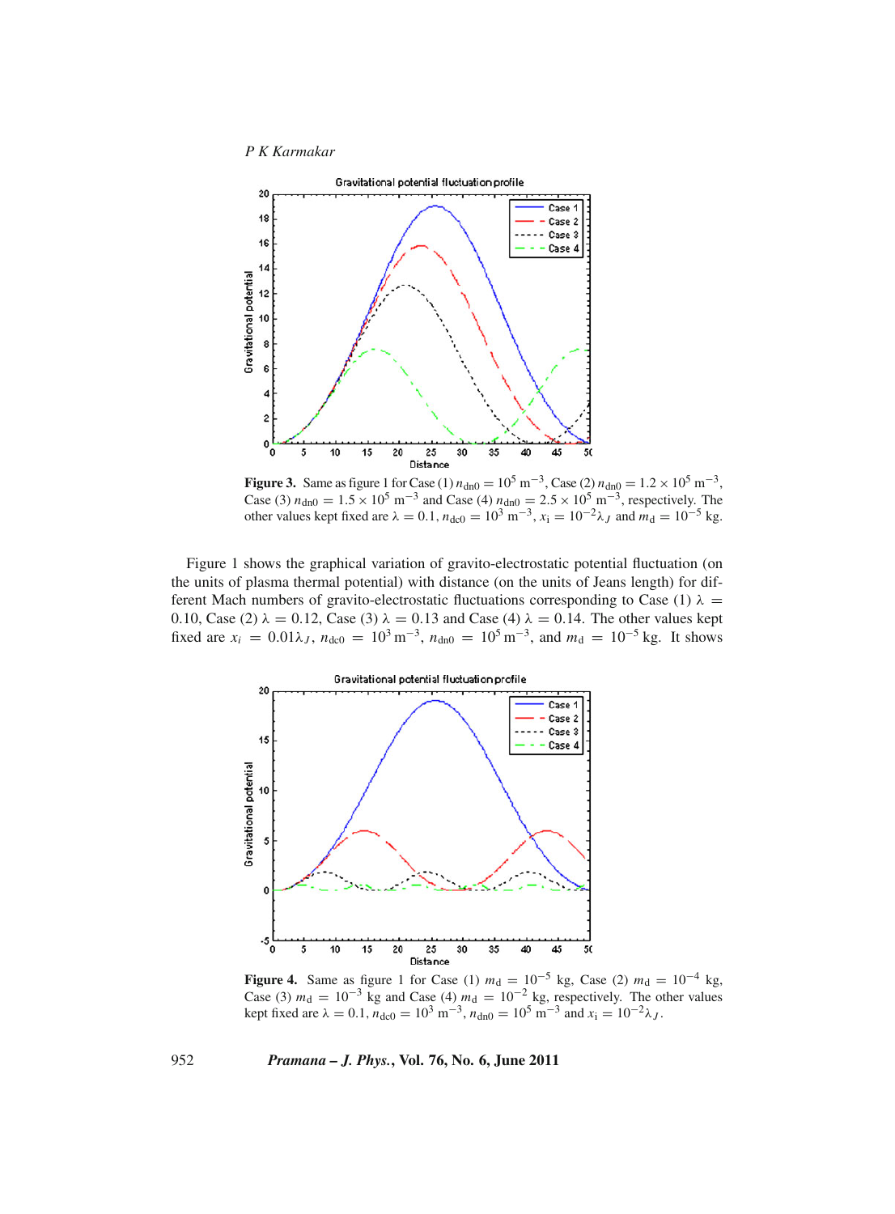**Figure 3.** Same as figure 1 for Case (1) $n_{\rm dn0} = 10^5$ m$^{-3}$, Case (2) $n_{\rm dn0} = 1.2 \times 10^5$ m$^{-3}$, Case (3) $n_{\rm dn0} = 1.5 \times 10^5$ m$^{-3}$ and Case (4) $n_{\rm dn0} = 2.5 \times 10^5$ m$^{-3}$, respectively. The other values kept fixed are $\lambda = 0.1$, $n_{\rm dc0} = 10^3$ m$^{-3}$, $x_{\rm i} = 10^{-2}\lambda_J$ and $m_{\rm d} = 10^{-5}$ kg.

Figure 1 shows the graphical variation of gravito-electrostatic potential fluctuation (on the units of plasma thermal potential) with distance (on the units of Jeans length) for different Mach numbers of gravito-electrostatic fluctuations corresponding to Case (1) $\lambda = 0.10$, Case (2) $\lambda = 0.12$, Case (3) $\lambda = 0.13$ and Case (4) $\lambda = 0.14$. The other values kept fixed are $x_i = 0.01\lambda_J$, $n_{\rm dc0} = 10^3$ m$^{-3}$, $n_{\rm dn0} = 10^5$ m$^{-3}$, and $m_{\rm d} = 10^{-5}$ kg. It shows

**Figure 4.** Same as figure 1 for Case (1) $m_{\rm d} = 10^{-5}$ kg, Case (2) $m_{\rm d} = 10^{-4}$ kg, Case (3) $m_{\rm d} = 10^{-3}$ kg and Case (4) $m_{\rm d} = 10^{-2}$ kg, respectively. The other values kept fixed are $\lambda = 0.1$, $n_{\rm dc0} = 10^3$ m$^{-3}$, $n_{\rm dn0} = 10^5$ m$^{-3}$ and $x_{\rm i} = 10^{-2}\lambda_J$.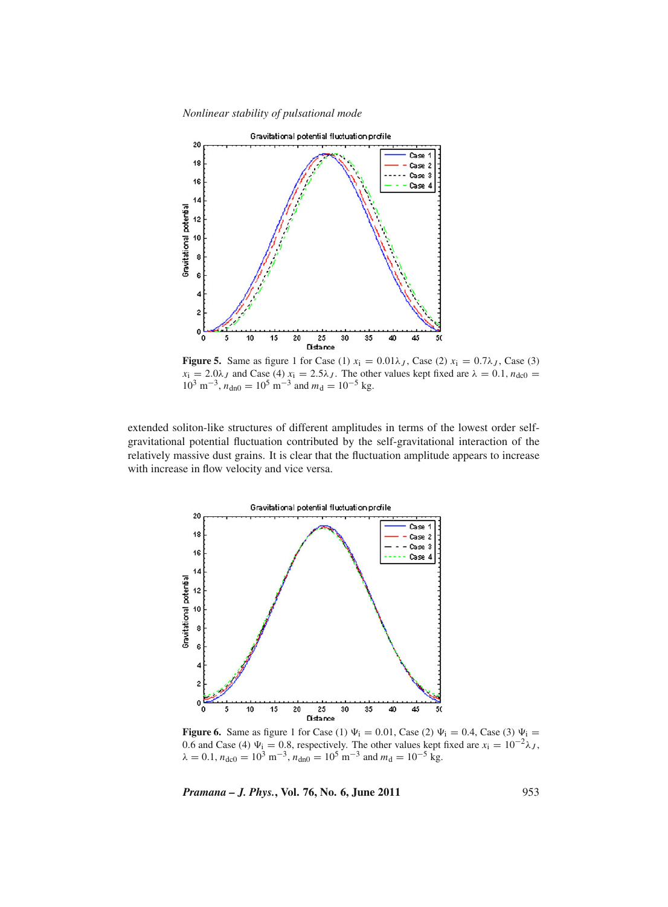**Figure 5.** Same as figure 1 for Case (1) $x_i = 0.01\lambda_J$, Case (2) $x_i = 0.7\lambda_J$, Case (3) $x_i = 2.0\lambda_J$ and Case (4) $x_i = 2.5\lambda_J$. The other values kept fixed are $\lambda = 0.1$, $n_{dc0} = 10^3$ m$^{-3}$, $n_{dn0} = 10^5$ m$^{-3}$ and $m_d = 10^{-5}$ kg.

extended soliton-like structures of different amplitudes in terms of the lowest order self-gravitational potential fluctuation contributed by the self-gravitational interaction of the relatively massive dust grains. It is clear that the fluctuation amplitude appears to increase with increase in flow velocity and vice versa.

**Figure 6.** Same as figure 1 for Case (1) $\Psi_i = 0.01$, Case (2) $\Psi_i = 0.4$, Case (3) $\Psi_i = 0.6$ and Case (4) $\Psi_i = 0.8$, respectively. The other values kept fixed are $x_i = 10^{-2}\lambda_J$, $\lambda = 0.1$, $n_{dc0} = 10^3$ m$^{-3}$, $n_{dn0} = 10^5$ m$^{-3}$ and $m_d = 10^{-5}$ kg.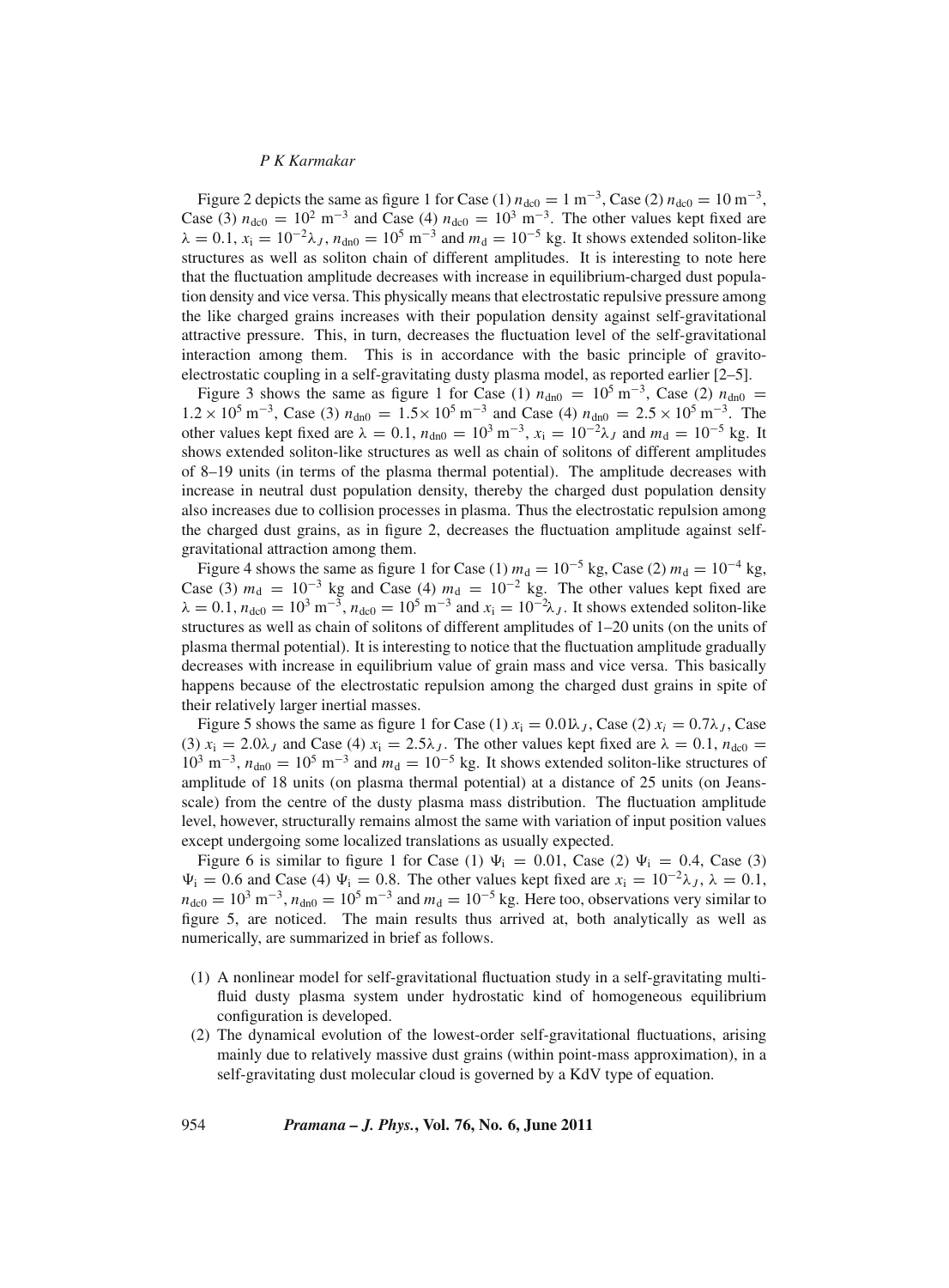Figure 2 depicts the same as figure 1 for Case (1) $n_{\rm dc0} = 1\ {\rm m}^{-3}$, Case (2) $n_{\rm dc0} = 10\ {\rm m}^{-3}$, Case (3) $n_{\rm dc0} = 10^2\ {\rm m}^{-3}$ and Case (4) $n_{\rm dc0} = 10^3\ {\rm m}^{-3}$. The other values kept fixed are $\lambda = 0.1$, $x_{\rm i} = 10^{-2}\lambda_J$, $n_{\rm dn0} = 10^5\ {\rm m}^{-3}$ and $m_{\rm d} = 10^{-5}$ kg. It shows extended soliton-like structures as well as soliton chain of different amplitudes. It is interesting to note here that the fluctuation amplitude decreases with increase in equilibrium-charged dust population density and vice versa. This physically means that electrostatic repulsive pressure among the like charged grains increases with their population density against self-gravitational attractive pressure. This, in turn, decreases the fluctuation level of the self-gravitational interaction among them. This is in accordance with the basic principle of gravito-electrostatic coupling in a self-gravitating dusty plasma model, as reported earlier [2–5].

Figure 3 shows the same as figure 1 for Case (1) $n_{\rm dn0} = 10^5\ {\rm m}^{-3}$, Case (2) $n_{\rm dn0} = 1.2 \times 10^5\ {\rm m}^{-3}$, Case (3) $n_{\rm dn0} = 1.5 \times 10^5\ {\rm m}^{-3}$ and Case (4) $n_{\rm dn0} = 2.5 \times 10^5\ {\rm m}^{-3}$. The other values kept fixed are $\lambda = 0.1$, $n_{\rm dn0} = 10^3\ {\rm m}^{-3}$, $x_{\rm i} = 10^{-2}\lambda_J$ and $m_{\rm d} = 10^{-5}$ kg. It shows extended soliton-like structures as well as chain of solitons of different amplitudes of 8–19 units (in terms of the plasma thermal potential). The amplitude decreases with increase in neutral dust population density, thereby the charged dust population density also increases due to collision processes in plasma. Thus the electrostatic repulsion among the charged dust grains, as in figure 2, decreases the fluctuation amplitude against self-gravitational attraction among them.

Figure 4 shows the same as figure 1 for Case (1) $m_{\rm d} = 10^{-5}$ kg, Case (2) $m_{\rm d} = 10^{-4}$ kg, Case (3) $m_{\rm d} = 10^{-3}$ kg and Case (4) $m_{\rm d} = 10^{-2}$ kg. The other values kept fixed are $\lambda = 0.1$, $n_{\rm dc0} = 10^3\ {\rm m}^{-3}$, $n_{\rm dc0} = 10^5\ {\rm m}^{-3}$ and $x_{\rm i} = 10^{-2}\lambda_J$. It shows extended soliton-like structures as well as chain of solitons of different amplitudes of 1–20 units (on the units of plasma thermal potential). It is interesting to notice that the fluctuation amplitude gradually decreases with increase in equilibrium value of grain mass and vice versa. This basically happens because of the electrostatic repulsion among the charged dust grains in spite of their relatively larger inertial masses.

Figure 5 shows the same as figure 1 for Case (1) $x_{\rm i} = 0.01\lambda_J$, Case (2) $x_i = 0.7\lambda_J$, Case (3) $x_{\rm i} = 2.0\lambda_J$ and Case (4) $x_{\rm i} = 2.5\lambda_J$. The other values kept fixed are $\lambda = 0.1$, $n_{\rm dc0} = 10^3\ {\rm m}^{-3}$, $n_{\rm dn0} = 10^5\ {\rm m}^{-3}$ and $m_{\rm d} = 10^{-5}$ kg. It shows extended soliton-like structures of amplitude of 18 units (on plasma thermal potential) at a distance of 25 units (on Jeans-scale) from the centre of the dusty plasma mass distribution. The fluctuation amplitude level, however, structurally remains almost the same with variation of input position values except undergoing some localized translations as usually expected.

Figure 6 is similar to figure 1 for Case (1) $\Psi_{\rm i} = 0.01$, Case (2) $\Psi_{\rm i} = 0.4$, Case (3) $\Psi_{\rm i} = 0.6$ and Case (4) $\Psi_{\rm i} = 0.8$. The other values kept fixed are $x_{\rm i} = 10^{-2}\lambda_J$, $\lambda = 0.1$, $n_{\rm dc0} = 10^3\ {\rm m}^{-3}$, $n_{\rm dn0} = 10^5\ {\rm m}^{-3}$ and $m_{\rm d} = 10^{-5}$ kg. Here too, observations very similar to figure 5, are noticed. The main results thus arrived at, both analytically as well as numerically, are summarized in brief as follows.

(1) A nonlinear model for self-gravitational fluctuation study in a self-gravitating multi-fluid dusty plasma system under hydrostatic kind of homogeneous equilibrium configuration is developed.

(2) The dynamical evolution of the lowest-order self-gravitational fluctuations, arising mainly due to relatively massive dust grains (within point-mass approximation), in a self-gravitating dust molecular cloud is governed by a KdV type of equation.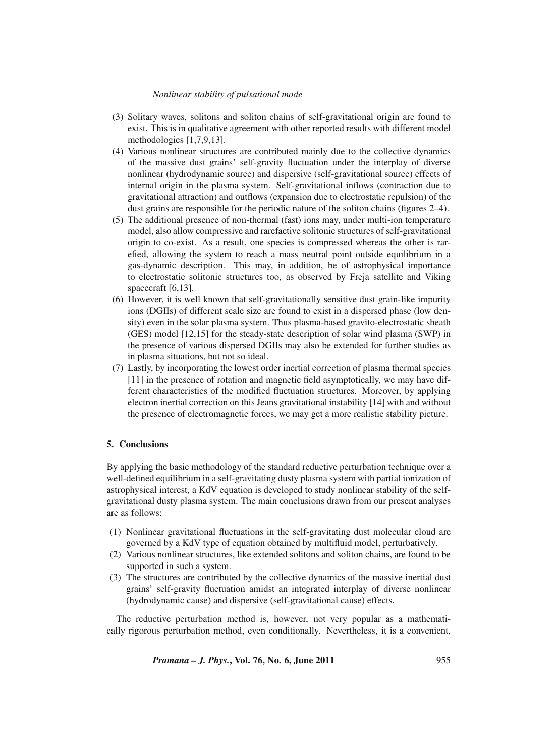(3) Solitary waves, solitons and soliton chains of self-gravitational origin are found to exist. This is in qualitative agreement with other reported results with different model methodologies [1,7,9,13].

(4) Various nonlinear structures are contributed mainly due to the collective dynamics of the massive dust grains' self-gravity fluctuation under the interplay of diverse nonlinear (hydrodynamic source) and dispersive (self-gravitational source) effects of internal origin in the plasma system. Self-gravitational inflows (contraction due to gravitational attraction) and outflows (expansion due to electrostatic repulsion) of the dust grains are responsible for the periodic nature of the soliton chains (figures 2–4).

(5) The additional presence of non-thermal (fast) ions may, under multi-ion temperature model, also allow compressive and rarefactive solitonic structures of self-gravitational origin to co-exist. As a result, one species is compressed whereas the other is rarefied, allowing the system to reach a mass neutral point outside equilibrium in a gas-dynamic description. This may, in addition, be of astrophysical importance to electrostatic solitonic structures too, as observed by Freja satellite and Viking spacecraft [6,13].

(6) However, it is well known that self-gravitationally sensitive dust grain-like impurity ions (DGIIs) of different scale size are found to exist in a dispersed phase (low density) even in the solar plasma system. Thus plasma-based gravito-electrostatic sheath (GES) model [12,15] for the steady-state description of solar wind plasma (SWP) in the presence of various dispersed DGIIs may also be extended for further studies as in plasma situations, but not so ideal.

(7) Lastly, by incorporating the lowest order inertial correction of plasma thermal species [11] in the presence of rotation and magnetic field asymptotically, we may have different characteristics of the modified fluctuation structures. Moreover, by applying electron inertial correction on this Jeans gravitational instability [14] with and without the presence of electromagnetic forces, we may get a more realistic stability picture.

## 5. Conclusions

By applying the basic methodology of the standard reductive perturbation technique over a well-defined equilibrium in a self-gravitating dusty plasma system with partial ionization of astrophysical interest, a KdV equation is developed to study nonlinear stability of the self-gravitational dusty plasma system. The main conclusions drawn from our present analyses are as follows:

(1) Nonlinear gravitational fluctuations in the self-gravitating dust molecular cloud are governed by a KdV type of equation obtained by multifluid model, perturbatively.

(2) Various nonlinear structures, like extended solitons and soliton chains, are found to be supported in such a system.

(3) The structures are contributed by the collective dynamics of the massive inertial dust grains' self-gravity fluctuation amidst an integrated interplay of diverse nonlinear (hydrodynamic cause) and dispersive (self-gravitational cause) effects.

The reductive perturbation method is, however, not very popular as a mathematically rigorous perturbation method, even conditionally. Nevertheless, it is a convenient,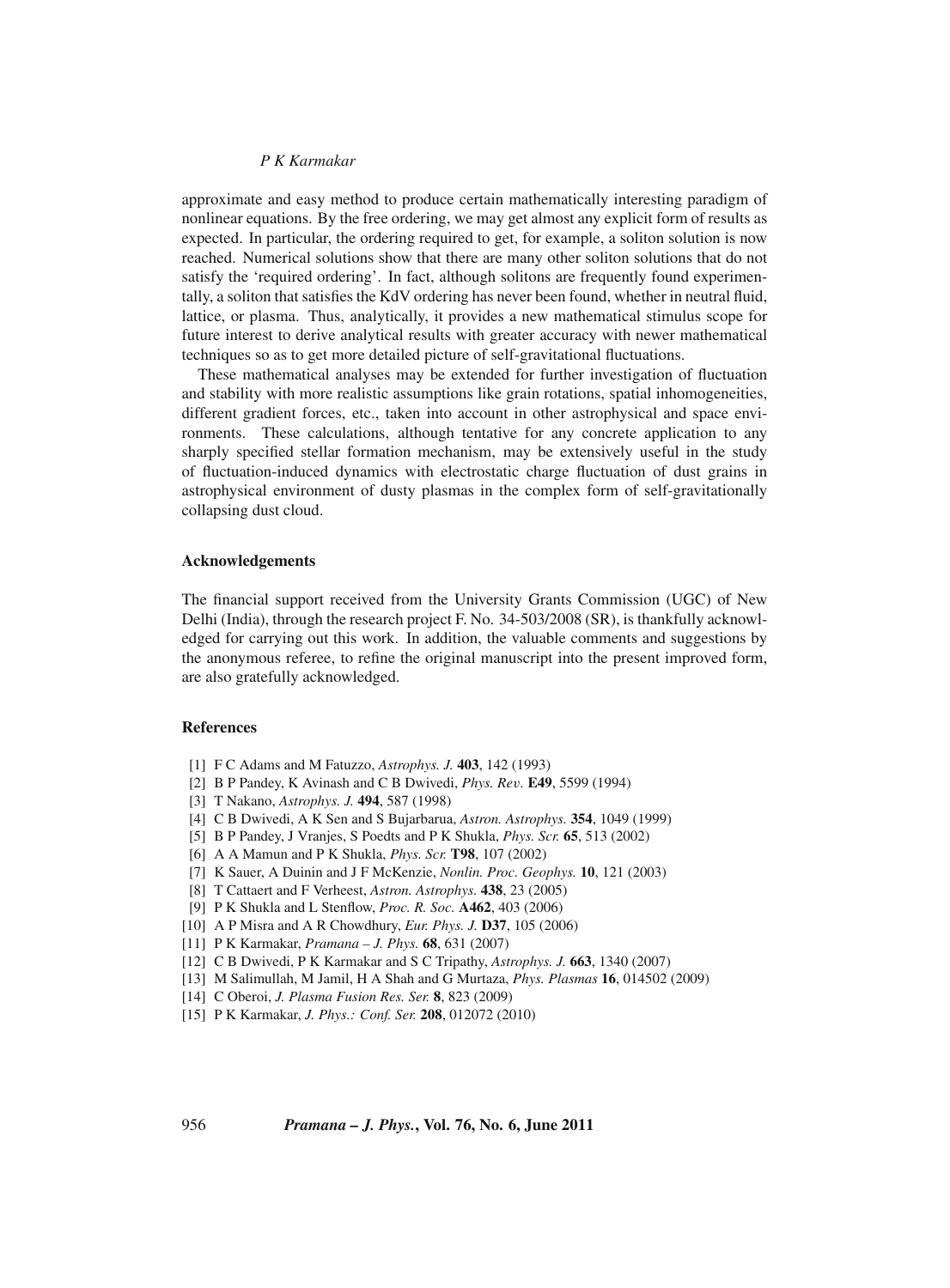approximate and easy method to produce certain mathematically interesting paradigm of nonlinear equations. By the free ordering, we may get almost any explicit form of results as expected. In particular, the ordering required to get, for example, a soliton solution is now reached. Numerical solutions show that there are many other soliton solutions that do not satisfy the 'required ordering'. In fact, although solitons are frequently found experimentally, a soliton that satisfies the KdV ordering has never been found, whether in neutral fluid, lattice, or plasma. Thus, analytically, it provides a new mathematical stimulus scope for future interest to derive analytical results with greater accuracy with newer mathematical techniques so as to get more detailed picture of self-gravitational fluctuations.

These mathematical analyses may be extended for further investigation of fluctuation and stability with more realistic assumptions like grain rotations, spatial inhomogeneities, different gradient forces, etc., taken into account in other astrophysical and space environments. These calculations, although tentative for any concrete application to any sharply specified stellar formation mechanism, may be extensively useful in the study of fluctuation-induced dynamics with electrostatic charge fluctuation of dust grains in astrophysical environment of dusty plasmas in the complex form of self-gravitationally collapsing dust cloud.

## Acknowledgements

The financial support received from the University Grants Commission (UGC) of New Delhi (India), through the research project F. No. 34-503/2008 (SR), is thankfully acknowledged for carrying out this work. In addition, the valuable comments and suggestions by the anonymous referee, to refine the original manuscript into the present improved form, are also gratefully acknowledged.

## References

[1] F C Adams and M Fatuzzo, *Astrophys. J.* **403**, 142 (1993)
[2] B P Pandey, K Avinash and C B Dwivedi, *Phys. Rev*. **E49**, 5599 (1994)
[3] T Nakano, *Astrophys. J.* **494**, 587 (1998)
[4] C B Dwivedi, A K Sen and S Bujarbarua, *Astron. Astrophys.* **354**, 1049 (1999)
[5] B P Pandey, J Vranjes, S Poedts and P K Shukla, *Phys. Scr.* **65**, 513 (2002)
[6] A A Mamun and P K Shukla, *Phys. Scr.* **T98**, 107 (2002)
[7] K Sauer, A Duinin and J F McKenzie, *Nonlin. Proc. Geophys.* **10**, 121 (2003)
[8] T Cattaert and F Verheest, *Astron. Astrophys.* **438**, 23 (2005)
[9] P K Shukla and L Stenflow, *Proc. R. Soc*. **A462**, 403 (2006)
[10] A P Misra and A R Chowdhury, *Eur. Phys. J.* **D37**, 105 (2006)
[11] P K Karmakar, *Pramana – J. Phys.* **68**, 631 (2007)
[12] C B Dwivedi, P K Karmakar and S C Tripathy, *Astrophys. J.* **663**, 1340 (2007)
[13] M Salimullah, M Jamil, H A Shah and G Murtaza, *Phys. Plasmas* **16**, 014502 (2009)
[14] C Oberoi, *J. Plasma Fusion Res. Ser.* **8**, 823 (2009)
[15] P K Karmakar, *J. Phys.: Conf. Ser.* **208**, 012072 (2010)